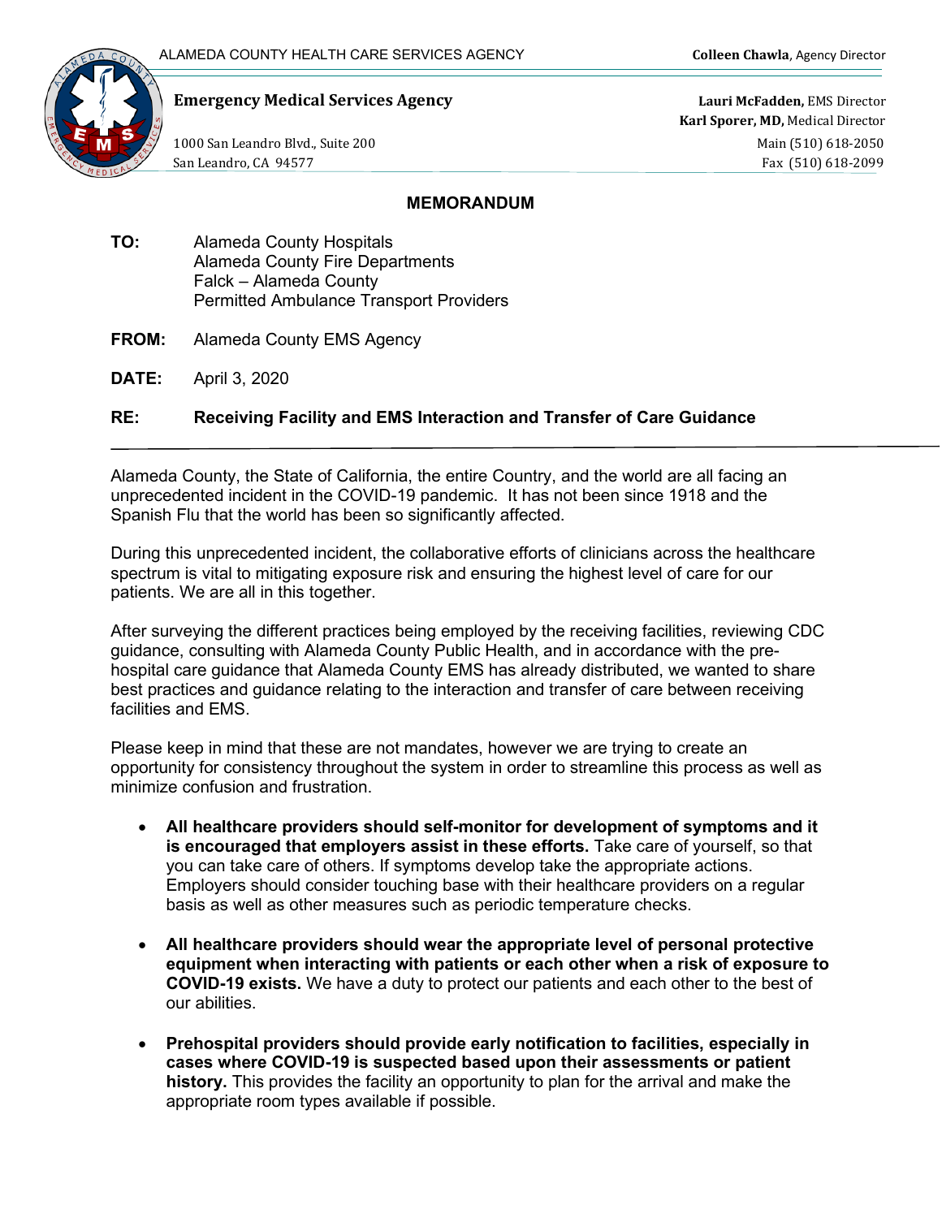ALAMEDA COUNTY HEALTH CARE SERVICES AGENCY

**Colleen Chawla**, Agency Director

**Emergency Medical Services Agency**

1000 San Leandro Blvd., Suite 200
San Leandro, CA 94577

**Lauri McFadden,** EMS Director
**Karl Sporer, MD,** Medical Director
Main (510) 618-2050
Fax (510) 618-2099

## MEMORANDUM

**TO:** Alameda County Hospitals
Alameda County Fire Departments
Falck – Alameda County
Permitted Ambulance Transport Providers

**FROM:** Alameda County EMS Agency

**DATE:** April 3, 2020

**RE:** **Receiving Facility and EMS Interaction and Transfer of Care Guidance**

---

Alameda County, the State of California, the entire Country, and the world are all facing an unprecedented incident in the COVID-19 pandemic. It has not been since 1918 and the Spanish Flu that the world has been so significantly affected.

During this unprecedented incident, the collaborative efforts of clinicians across the healthcare spectrum is vital to mitigating exposure risk and ensuring the highest level of care for our patients. We are all in this together.

After surveying the different practices being employed by the receiving facilities, reviewing CDC guidance, consulting with Alameda County Public Health, and in accordance with the pre-hospital care guidance that Alameda County EMS has already distributed, we wanted to share best practices and guidance relating to the interaction and transfer of care between receiving facilities and EMS.

Please keep in mind that these are not mandates, however we are trying to create an opportunity for consistency throughout the system in order to streamline this process as well as minimize confusion and frustration.

- **All healthcare providers should self-monitor for development of symptoms and it is encouraged that employers assist in these efforts.** Take care of yourself, so that you can take care of others. If symptoms develop take the appropriate actions. Employers should consider touching base with their healthcare providers on a regular basis as well as other measures such as periodic temperature checks.

- **All healthcare providers should wear the appropriate level of personal protective equipment when interacting with patients or each other when a risk of exposure to COVID-19 exists.** We have a duty to protect our patients and each other to the best of our abilities.

- **Prehospital providers should provide early notification to facilities, especially in cases where COVID-19 is suspected based upon their assessments or patient history.** This provides the facility an opportunity to plan for the arrival and make the appropriate room types available if possible.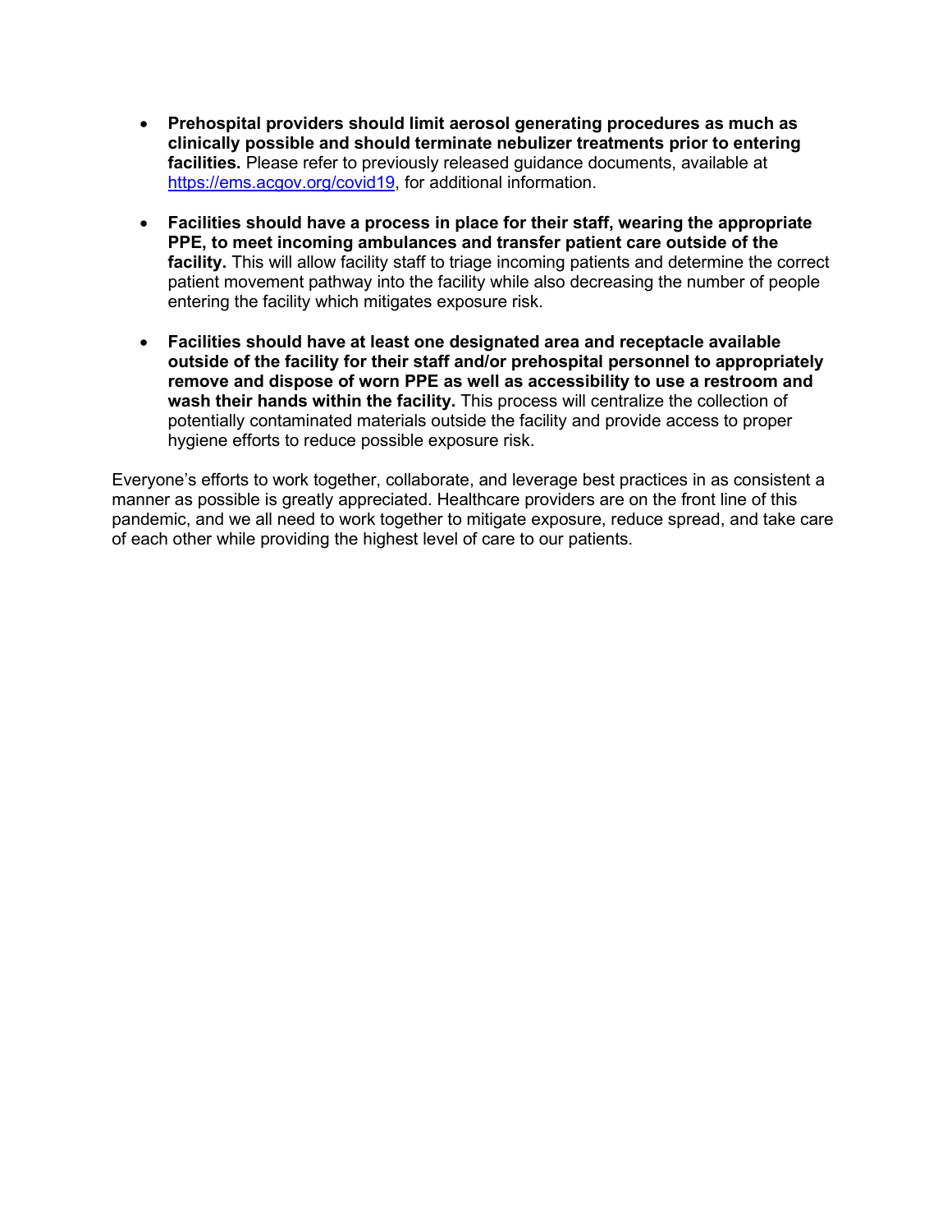- **Prehospital providers should limit aerosol generating procedures as much as clinically possible and should terminate nebulizer treatments prior to entering facilities.** Please refer to previously released guidance documents, available at [https://ems.acgov.org/covid19](https://ems.acgov.org/covid19), for additional information.

- **Facilities should have a process in place for their staff, wearing the appropriate PPE, to meet incoming ambulances and transfer patient care outside of the facility.** This will allow facility staff to triage incoming patients and determine the correct patient movement pathway into the facility while also decreasing the number of people entering the facility which mitigates exposure risk.

- **Facilities should have at least one designated area and receptacle available outside of the facility for their staff and/or prehospital personnel to appropriately remove and dispose of worn PPE as well as accessibility to use a restroom and wash their hands within the facility.** This process will centralize the collection of potentially contaminated materials outside the facility and provide access to proper hygiene efforts to reduce possible exposure risk.

Everyone's efforts to work together, collaborate, and leverage best practices in as consistent a manner as possible is greatly appreciated. Healthcare providers are on the front line of this pandemic, and we all need to work together to mitigate exposure, reduce spread, and take care of each other while providing the highest level of care to our patients.